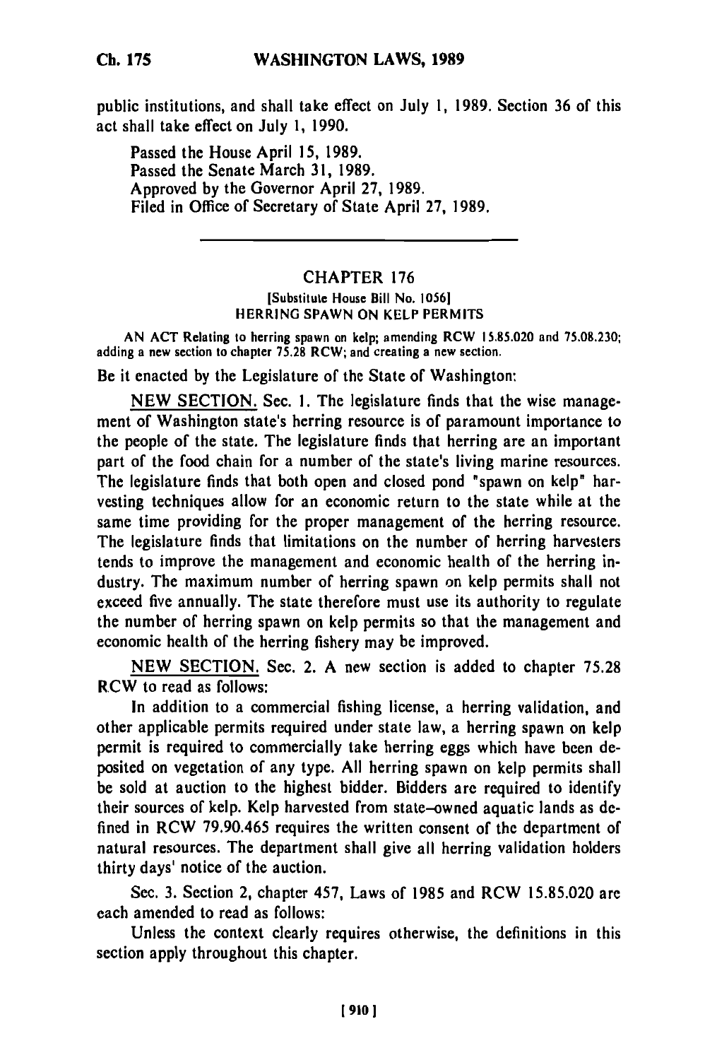public institutions, and shall take effect on July 1, 1989. Section 36 of this act shall take effect on July 1, 1990.

Passed the House April 15, 1989.
Passed the Senate March 31, 1989.
Approved by the Governor April 27, 1989.
Filed in Office of Secretary of State April 27, 1989.

---

## CHAPTER 176

[Substitute House Bill No. 1056]
HERRING SPAWN ON KELP PERMITS

AN ACT Relating to herring spawn on kelp; amending RCW 15.85.020 and 75.08.230; adding a new section to chapter 75.28 RCW; and creating a new section.

Be it enacted by the Legislature of the State of Washington:

NEW SECTION. Sec. 1. The legislature finds that the wise management of Washington state's herring resource is of paramount importance to the people of the state. The legislature finds that herring are an important part of the food chain for a number of the state's living marine resources. The legislature finds that both open and closed pond "spawn on kelp" harvesting techniques allow for an economic return to the state while at the same time providing for the proper management of the herring resource. The legislature finds that limitations on the number of herring harvesters tends to improve the management and economic health of the herring industry. The maximum number of herring spawn on kelp permits shall not exceed five annually. The state therefore must use its authority to regulate the number of herring spawn on kelp permits so that the management and economic health of the herring fishery may be improved.

NEW SECTION. Sec. 2. A new section is added to chapter 75.28 RCW to read as follows:

In addition to a commercial fishing license, a herring validation, and other applicable permits required under state law, a herring spawn on kelp permit is required to commercially take herring eggs which have been deposited on vegetation of any type. All herring spawn on kelp permits shall be sold at auction to the highest bidder. Bidders are required to identify their sources of kelp. Kelp harvested from state-owned aquatic lands as defined in RCW 79.90.465 requires the written consent of the department of natural resources. The department shall give all herring validation holders thirty days' notice of the auction.

Sec. 3. Section 2, chapter 457, Laws of 1985 and RCW 15.85.020 are each amended to read as follows:

Unless the context clearly requires otherwise, the definitions in this section apply throughout this chapter.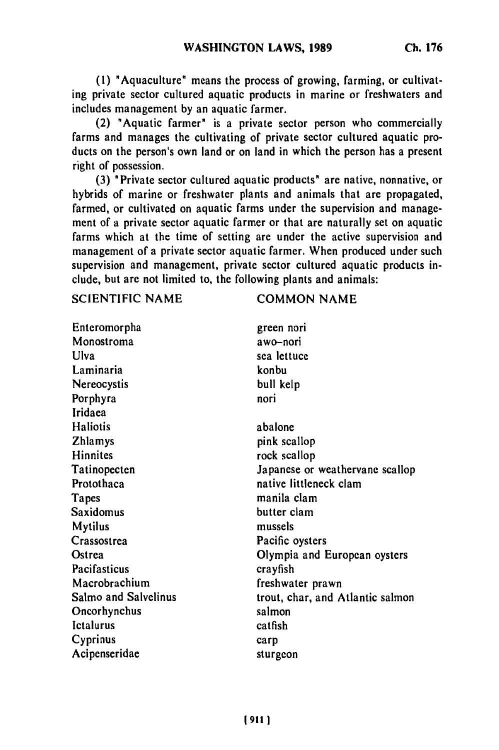(1) "Aquaculture" means the process of growing, farming, or cultivating private sector cultured aquatic products in marine or freshwaters and includes management by an aquatic farmer.

(2) "Aquatic farmer" is a private sector person who commercially farms and manages the cultivating of private sector cultured aquatic products on the person's own land or on land in which the person has a present right of possession.

(3) "Private sector cultured aquatic products" are native, nonnative, or hybrids of marine or freshwater plants and animals that are propagated, farmed, or cultivated on aquatic farms under the supervision and management of a private sector aquatic farmer or that are naturally set on aquatic farms which at the time of setting are under the active supervision and management of a private sector aquatic farmer. When produced under such supervision and management, private sector cultured aquatic products include, but are not limited to, the following plants and animals:

| SCIENTIFIC NAME | COMMON NAME |
|---|---|
| Enteromorpha | green nori |
| Monostroma | awo–nori |
| Ulva | sea lettuce |
| Laminaria | konbu |
| Nereocystis | bull kelp |
| Porphyra | nori |
| Iridaea | |
| Haliotis | abalone |
| Zhlamys | pink scallop |
| Hinnites | rock scallop |
| Tatinopecten | Japanese or weathervane scallop |
| Protothaca | native littleneck clam |
| Tapes | manila clam |
| Saxidomus | butter clam |
| Mytilus | mussels |
| Crassostrea | Pacific oysters |
| Ostrea | Olympia and European oysters |
| Pacifasticus | crayfish |
| Macrobrachium | freshwater prawn |
| Salmo and Salvelinus | trout, char, and Atlantic salmon |
| Oncorhynchus | salmon |
| Ictalurus | catfish |
| Cyprinus | carp |
| Acipenseridae | sturgeon |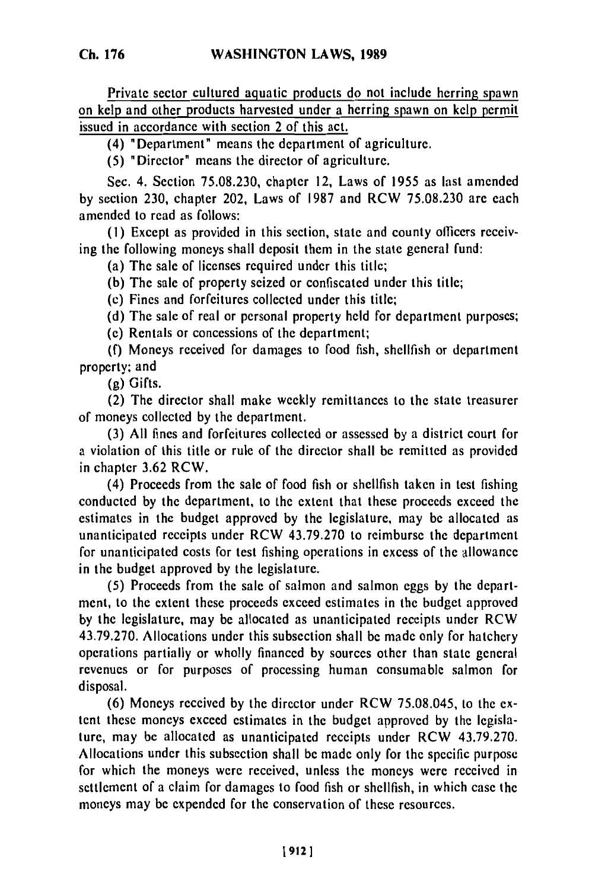<u>Private sector cultured aquatic products do not include herring spawn on kelp and other products harvested under a herring spawn on kelp permit issued in accordance with section 2 of this act.</u>

(4) "Department" means the department of agriculture.

(5) "Director" means the director of agriculture.

Sec. 4. Section 75.08.230, chapter 12, Laws of 1955 as last amended by section 230, chapter 202, Laws of 1987 and RCW 75.08.230 are each amended to read as follows:

(1) Except as provided in this section, state and county officers receiving the following moneys shall deposit them in the state general fund:

(a) The sale of licenses required under this title;

(b) The sale of property seized or confiscated under this title;

(c) Fines and forfeitures collected under this title;

(d) The sale of real or personal property held for department purposes;

(e) Rentals or concessions of the department;

(f) Moneys received for damages to food fish, shellfish or department property; and

(g) Gifts.

(2) The director shall make weekly remittances to the state treasurer of moneys collected by the department.

(3) All fines and forfeitures collected or assessed by a district court for a violation of this title or rule of the director shall be remitted as provided in chapter 3.62 RCW.

(4) Proceeds from the sale of food fish or shellfish taken in test fishing conducted by the department, to the extent that these proceeds exceed the estimates in the budget approved by the legislature, may be allocated as unanticipated receipts under RCW 43.79.270 to reimburse the department for unanticipated costs for test fishing operations in excess of the allowance in the budget approved by the legislature.

(5) Proceeds from the sale of salmon and salmon eggs by the department, to the extent these proceeds exceed estimates in the budget approved by the legislature, may be allocated as unanticipated receipts under RCW 43.79.270. Allocations under this subsection shall be made only for hatchery operations partially or wholly financed by sources other than state general revenues or for purposes of processing human consumable salmon for disposal.

(6) Moneys received by the director under RCW 75.08.045, to the extent these moneys exceed estimates in the budget approved by the legislature, may be allocated as unanticipated receipts under RCW 43.79.270. Allocations under this subsection shall be made only for the specific purpose for which the moneys were received, unless the moneys were received in settlement of a claim for damages to food fish or shellfish, in which case the moneys may be expended for the conservation of these resources.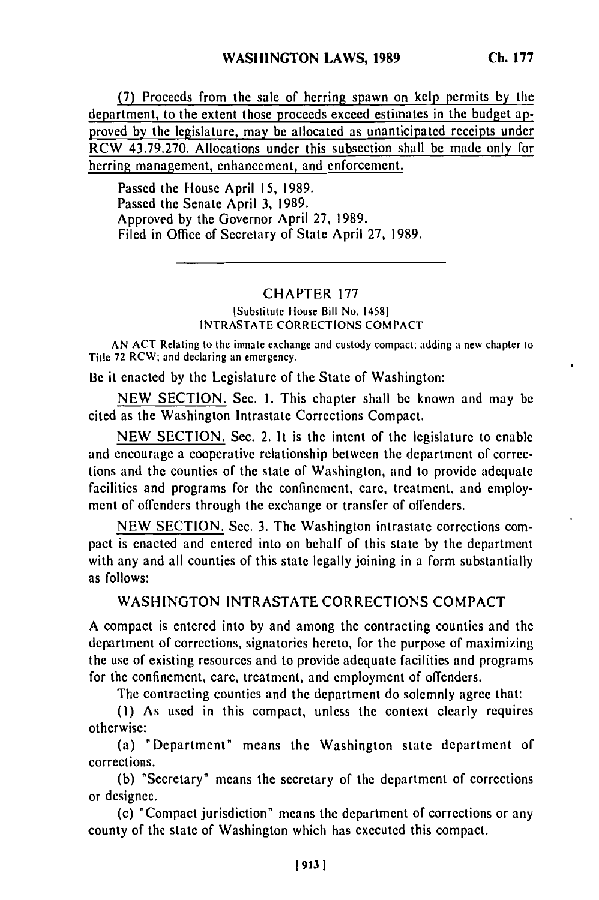(7) Proceeds from the sale of herring spawn on kelp permits by the department, to the extent those proceeds exceed estimates in the budget approved by the legislature, may be allocated as unanticipated receipts under RCW 43.79.270. Allocations under this subsection shall be made only for herring management, enhancement, and enforcement.

Passed the House April 15, 1989.
Passed the Senate April 3, 1989.
Approved by the Governor April 27, 1989.
Filed in Office of Secretary of State April 27, 1989.

---

## CHAPTER 177

[Substitute House Bill No. 1458]
INTRASTATE CORRECTIONS COMPACT

AN ACT Relating to the inmate exchange and custody compact; adding a new chapter to Title 72 RCW; and declaring an emergency.

Be it enacted by the Legislature of the State of Washington:

NEW SECTION. Sec. 1. This chapter shall be known and may be cited as the Washington Intrastate Corrections Compact.

NEW SECTION. Sec. 2. It is the intent of the legislature to enable and encourage a cooperative relationship between the department of corrections and the counties of the state of Washington, and to provide adequate facilities and programs for the confinement, care, treatment, and employment of offenders through the exchange or transfer of offenders.

NEW SECTION. Sec. 3. The Washington intrastate corrections compact is enacted and entered into on behalf of this state by the department with any and all counties of this state legally joining in a form substantially as follows:

### WASHINGTON INTRASTATE CORRECTIONS COMPACT

A compact is entered into by and among the contracting counties and the department of corrections, signatories hereto, for the purpose of maximizing the use of existing resources and to provide adequate facilities and programs for the confinement, care, treatment, and employment of offenders.

The contracting counties and the department do solemnly agree that:

(1) As used in this compact, unless the context clearly requires otherwise:

(a) "Department" means the Washington state department of corrections.

(b) "Secretary" means the secretary of the department of corrections or designee.

(c) "Compact jurisdiction" means the department of corrections or any county of the state of Washington which has executed this compact.